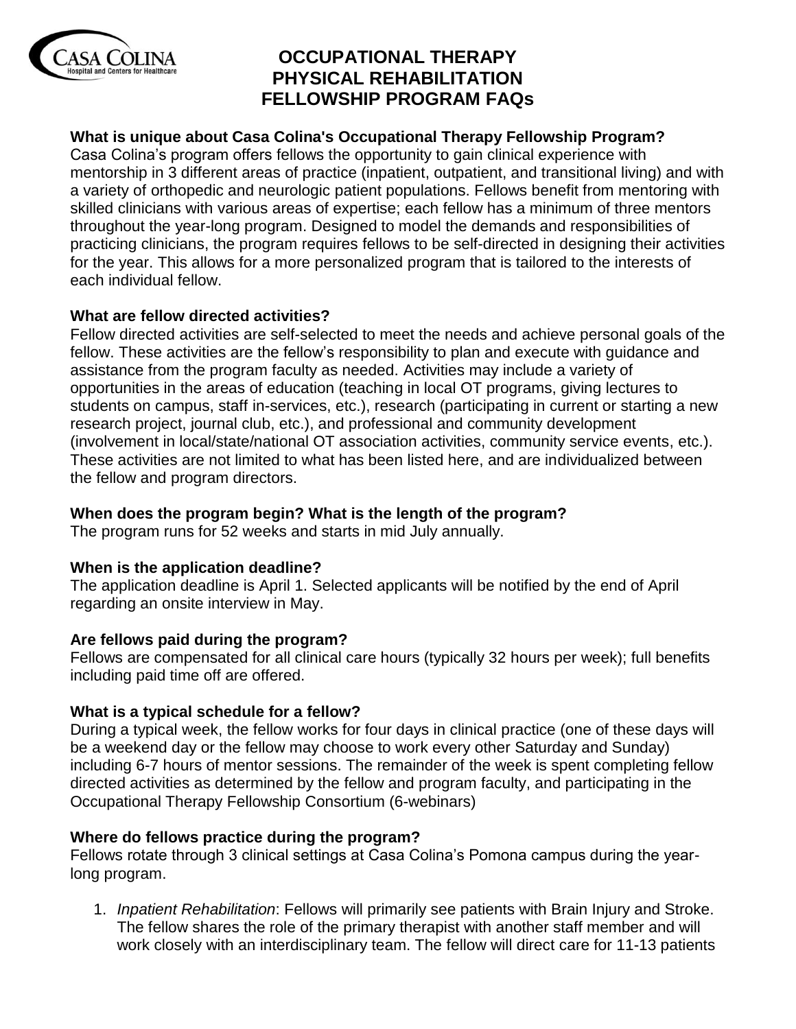# OCCUPATIONAL THERAPY PHYSICAL REHABILITATION FELLOWSHIP PROGRAM FAQs

**What is unique about Casa Colina's Occupational Therapy Fellowship Program?**
Casa Colina's program offers fellows the opportunity to gain clinical experience with mentorship in 3 different areas of practice (inpatient, outpatient, and transitional living) and with a variety of orthopedic and neurologic patient populations. Fellows benefit from mentoring with skilled clinicians with various areas of expertise; each fellow has a minimum of three mentors throughout the year-long program. Designed to model the demands and responsibilities of practicing clinicians, the program requires fellows to be self-directed in designing their activities for the year. This allows for a more personalized program that is tailored to the interests of each individual fellow.

**What are fellow directed activities?**
Fellow directed activities are self-selected to meet the needs and achieve personal goals of the fellow. These activities are the fellow's responsibility to plan and execute with guidance and assistance from the program faculty as needed. Activities may include a variety of opportunities in the areas of education (teaching in local OT programs, giving lectures to students on campus, staff in-services, etc.), research (participating in current or starting a new research project, journal club, etc.), and professional and community development (involvement in local/state/national OT association activities, community service events, etc.). These activities are not limited to what has been listed here, and are individualized between the fellow and program directors.

**When does the program begin? What is the length of the program?**
The program runs for 52 weeks and starts in mid July annually.

**When is the application deadline?**
The application deadline is April 1. Selected applicants will be notified by the end of April regarding an onsite interview in May.

**Are fellows paid during the program?**
Fellows are compensated for all clinical care hours (typically 32 hours per week); full benefits including paid time off are offered.

**What is a typical schedule for a fellow?**
During a typical week, the fellow works for four days in clinical practice (one of these days will be a weekend day or the fellow may choose to work every other Saturday and Sunday) including 6-7 hours of mentor sessions. The remainder of the week is spent completing fellow directed activities as determined by the fellow and program faculty, and participating in the Occupational Therapy Fellowship Consortium (6-webinars)

**Where do fellows practice during the program?**
Fellows rotate through 3 clinical settings at Casa Colina's Pomona campus during the year-long program.

1. *Inpatient Rehabilitation*: Fellows will primarily see patients with Brain Injury and Stroke. The fellow shares the role of the primary therapist with another staff member and will work closely with an interdisciplinary team. The fellow will direct care for 11-13 patients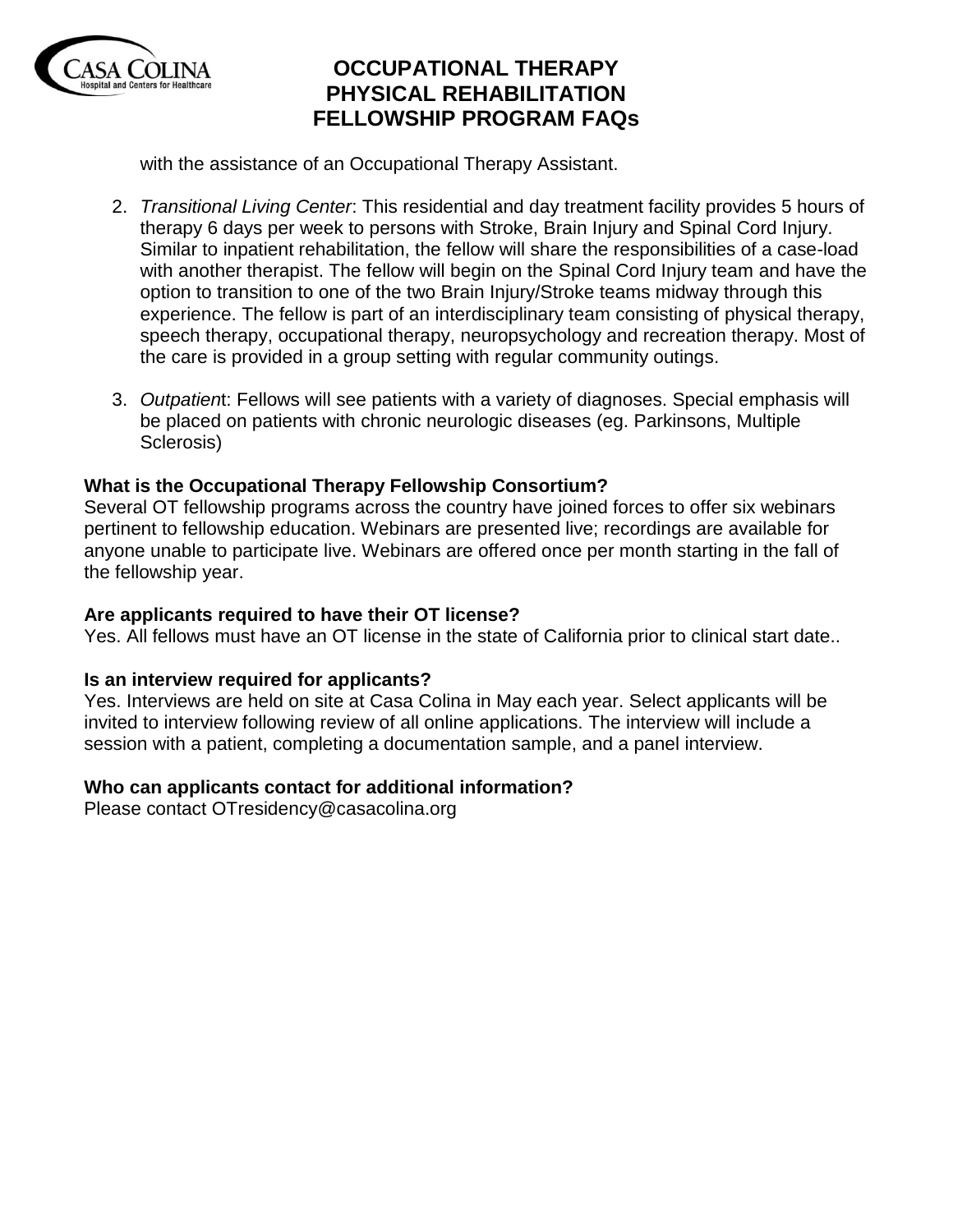with the assistance of an Occupational Therapy Assistant.

2. *Transitional Living Center*: This residential and day treatment facility provides 5 hours of therapy 6 days per week to persons with Stroke, Brain Injury and Spinal Cord Injury. Similar to inpatient rehabilitation, the fellow will share the responsibilities of a case-load with another therapist. The fellow will begin on the Spinal Cord Injury team and have the option to transition to one of the two Brain Injury/Stroke teams midway through this experience. The fellow is part of an interdisciplinary team consisting of physical therapy, speech therapy, occupational therapy, neuropsychology and recreation therapy. Most of the care is provided in a group setting with regular community outings.

3. *Outpatien*t: Fellows will see patients with a variety of diagnoses. Special emphasis will be placed on patients with chronic neurologic diseases (eg. Parkinsons, Multiple Sclerosis)

**What is the Occupational Therapy Fellowship Consortium?**
Several OT fellowship programs across the country have joined forces to offer six webinars pertinent to fellowship education. Webinars are presented live; recordings are available for anyone unable to participate live. Webinars are offered once per month starting in the fall of the fellowship year.

**Are applicants required to have their OT license?**
Yes. All fellows must have an OT license in the state of California prior to clinical start date..

**Is an interview required for applicants?**
Yes. Interviews are held on site at Casa Colina in May each year. Select applicants will be invited to interview following review of all online applications. The interview will include a session with a patient, completing a documentation sample, and a panel interview.

**Who can applicants contact for additional information?**
Please contact OTresidency@casacolina.org